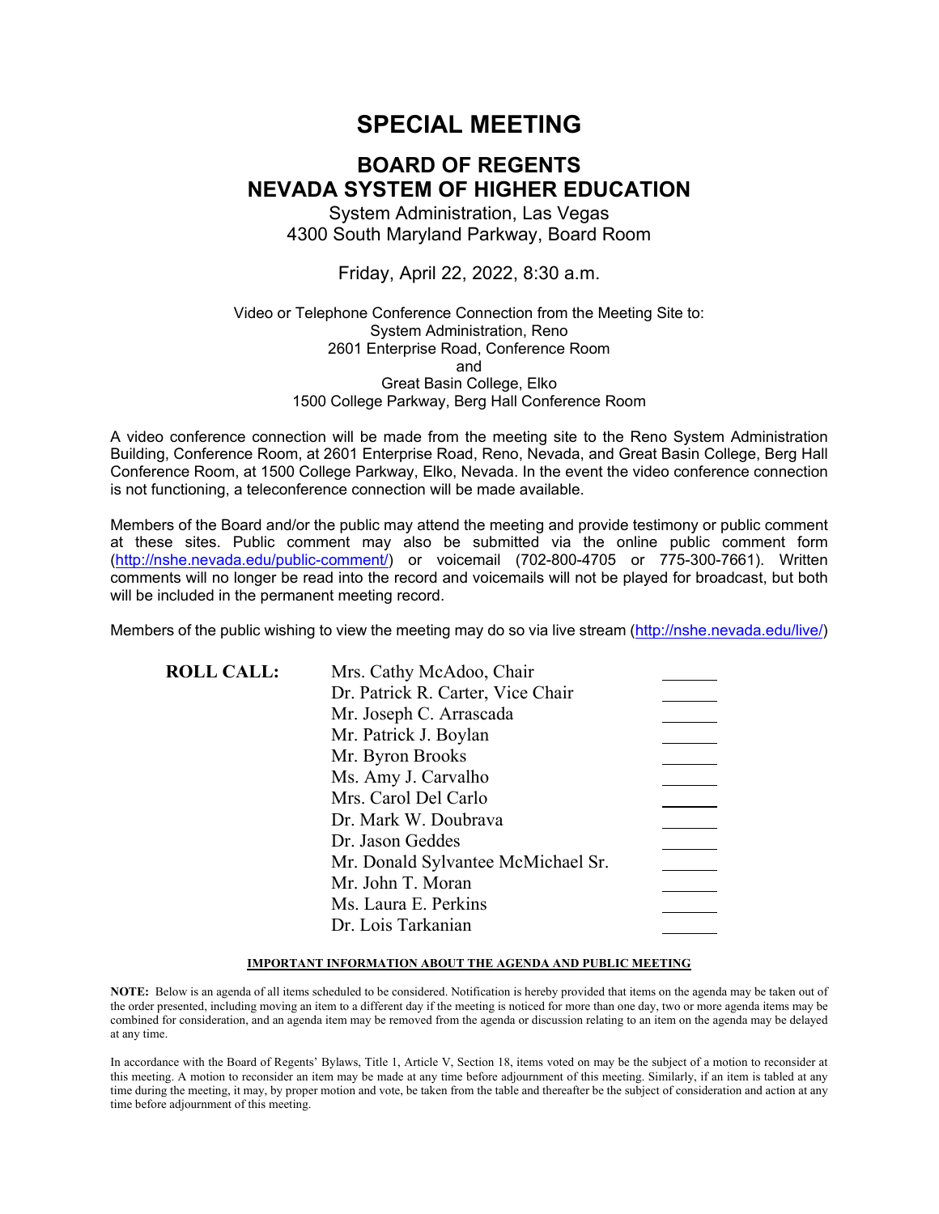# SPECIAL MEETING

## BOARD OF REGENTS
## NEVADA SYSTEM OF HIGHER EDUCATION

System Administration, Las Vegas
4300 South Maryland Parkway, Board Room

Friday, April 22, 2022, 8:30 a.m.

Video or Telephone Conference Connection from the Meeting Site to:
System Administration, Reno
2601 Enterprise Road, Conference Room
and
Great Basin College, Elko
1500 College Parkway, Berg Hall Conference Room

A video conference connection will be made from the meeting site to the Reno System Administration Building, Conference Room, at 2601 Enterprise Road, Reno, Nevada, and Great Basin College, Berg Hall Conference Room, at 1500 College Parkway, Elko, Nevada. In the event the video conference connection is not functioning, a teleconference connection will be made available.

Members of the Board and/or the public may attend the meeting and provide testimony or public comment at these sites. Public comment may also be submitted via the online public comment form (http://nshe.nevada.edu/public-comment/) or voicemail (702-800-4705 or 775-300-7661). Written comments will no longer be read into the record and voicemails will not be played for broadcast, but both will be included in the permanent meeting record.

Members of the public wishing to view the meeting may do so via live stream (http://nshe.nevada.edu/live/)

| **ROLL CALL:** | | |
|---|---|---|
| | Mrs. Cathy McAdoo, Chair | _______ |
| | Dr. Patrick R. Carter, Vice Chair | _______ |
| | Mr. Joseph C. Arrascada | _______ |
| | Mr. Patrick J. Boylan | _______ |
| | Mr. Byron Brooks | _______ |
| | Ms. Amy J. Carvalho | _______ |
| | Mrs. Carol Del Carlo | _______ |
| | Dr. Mark W. Doubrava | _______ |
| | Dr. Jason Geddes | _______ |
| | Mr. Donald Sylvantee McMichael Sr. | _______ |
| | Mr. John T. Moran | _______ |
| | Ms. Laura E. Perkins | _______ |
| | Dr. Lois Tarkanian | _______ |

**IMPORTANT INFORMATION ABOUT THE AGENDA AND PUBLIC MEETING**

**NOTE:** Below is an agenda of all items scheduled to be considered. Notification is hereby provided that items on the agenda may be taken out of the order presented, including moving an item to a different day if the meeting is noticed for more than one day, two or more agenda items may be combined for consideration, and an agenda item may be removed from the agenda or discussion relating to an item on the agenda may be delayed at any time.

In accordance with the Board of Regents' Bylaws, Title 1, Article V, Section 18, items voted on may be the subject of a motion to reconsider at this meeting. A motion to reconsider an item may be made at any time before adjournment of this meeting. Similarly, if an item is tabled at any time during the meeting, it may, by proper motion and vote, be taken from the table and thereafter be the subject of consideration and action at any time before adjournment of this meeting.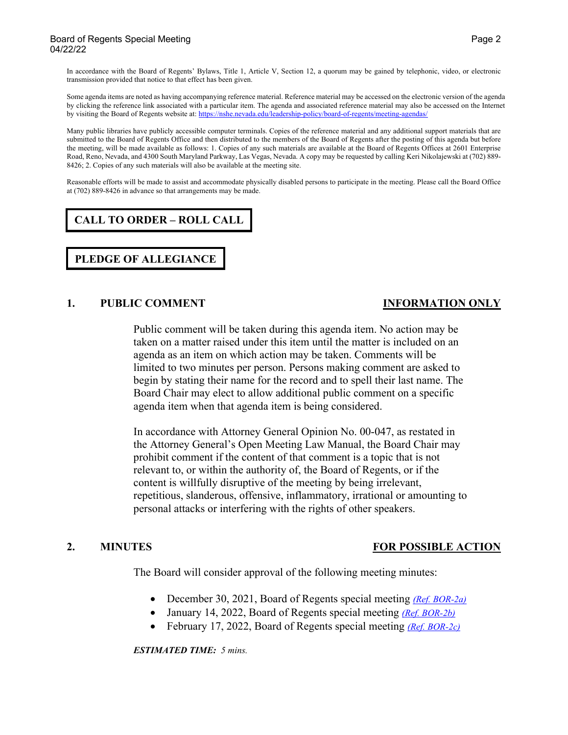In accordance with the Board of Regents' Bylaws, Title 1, Article V, Section 12, a quorum may be gained by telephonic, video, or electronic transmission provided that notice to that effect has been given.

Some agenda items are noted as having accompanying reference material. Reference material may be accessed on the electronic version of the agenda by clicking the reference link associated with a particular item. The agenda and associated reference material may also be accessed on the Internet by visiting the Board of Regents website at: https://nshe.nevada.edu/leadership-policy/board-of-regents/meeting-agendas/

Many public libraries have publicly accessible computer terminals. Copies of the reference material and any additional support materials that are submitted to the Board of Regents Office and then distributed to the members of the Board of Regents after the posting of this agenda but before the meeting, will be made available as follows: 1. Copies of any such materials are available at the Board of Regents Offices at 2601 Enterprise Road, Reno, Nevada, and 4300 South Maryland Parkway, Las Vegas, Nevada. A copy may be requested by calling Keri Nikolajewski at (702) 889-8426; 2. Copies of any such materials will also be available at the meeting site.

Reasonable efforts will be made to assist and accommodate physically disabled persons to participate in the meeting. Please call the Board Office at (702) 889-8426 in advance so that arrangements may be made.

## CALL TO ORDER – ROLL CALL

## PLEDGE OF ALLEGIANCE

## 1. PUBLIC COMMENT — INFORMATION ONLY

Public comment will be taken during this agenda item. No action may be taken on a matter raised under this item until the matter is included on an agenda as an item on which action may be taken. Comments will be limited to two minutes per person. Persons making comment are asked to begin by stating their name for the record and to spell their last name. The Board Chair may elect to allow additional public comment on a specific agenda item when that agenda item is being considered.

In accordance with Attorney General Opinion No. 00-047, as restated in the Attorney General's Open Meeting Law Manual, the Board Chair may prohibit comment if the content of that comment is a topic that is not relevant to, or within the authority of, the Board of Regents, or if the content is willfully disruptive of the meeting by being irrelevant, repetitious, slanderous, offensive, inflammatory, irrational or amounting to personal attacks or interfering with the rights of other speakers.

## 2. MINUTES — FOR POSSIBLE ACTION

The Board will consider approval of the following meeting minutes:

- December 30, 2021, Board of Regents special meeting *(Ref. BOR-2a)*
- January 14, 2022, Board of Regents special meeting *(Ref. BOR-2b)*
- February 17, 2022, Board of Regents special meeting *(Ref. BOR-2c)*

***ESTIMATED TIME:*** *5 mins.*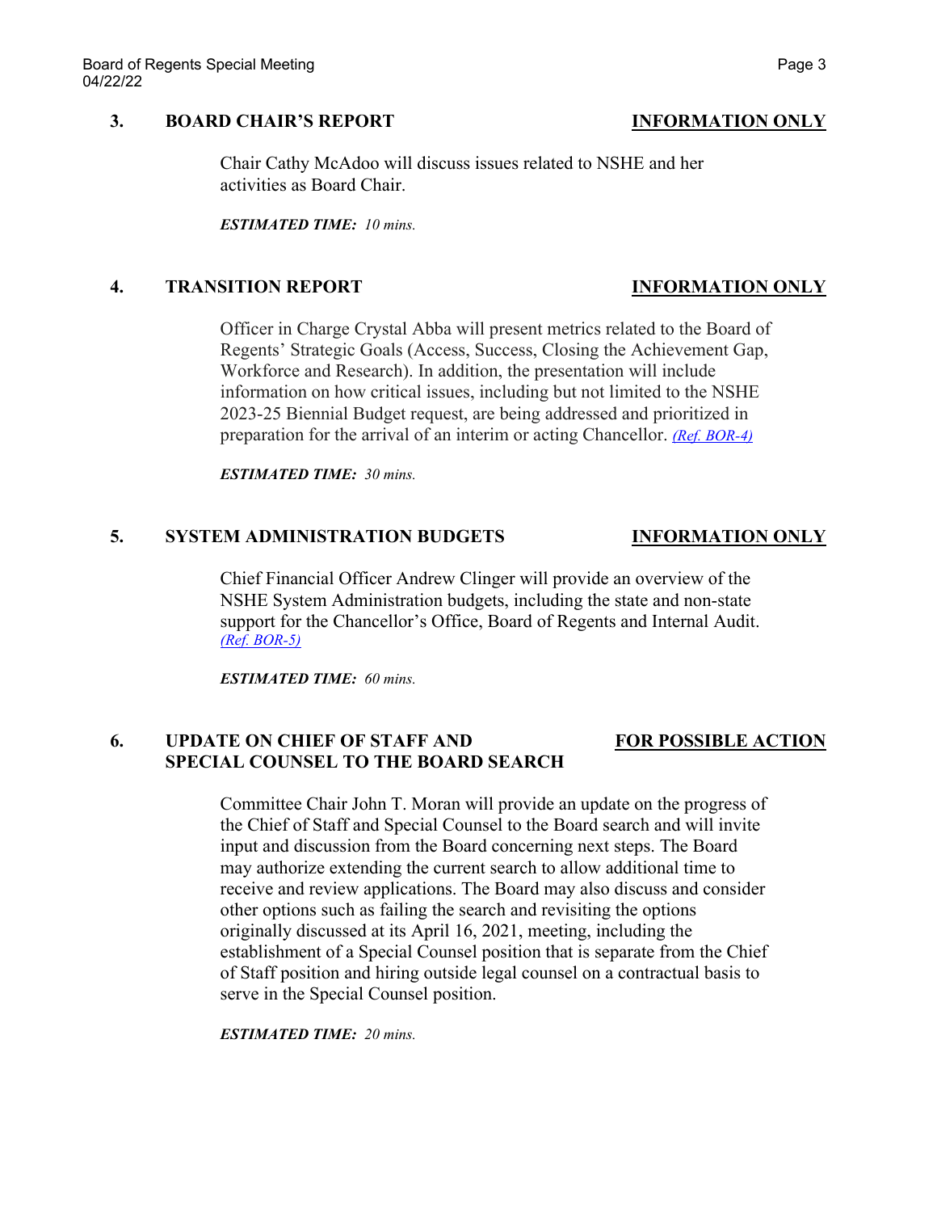### 3. BOARD CHAIR'S REPORT — INFORMATION ONLY

Chair Cathy McAdoo will discuss issues related to NSHE and her activities as Board Chair.

***ESTIMATED TIME:*** *10 mins.*

### 4. TRANSITION REPORT — INFORMATION ONLY

Officer in Charge Crystal Abba will present metrics related to the Board of Regents' Strategic Goals (Access, Success, Closing the Achievement Gap, Workforce and Research). In addition, the presentation will include information on how critical issues, including but not limited to the NSHE 2023-25 Biennial Budget request, are being addressed and prioritized in preparation for the arrival of an interim or acting Chancellor. *(Ref. BOR-4)*

***ESTIMATED TIME:*** *30 mins.*

### 5. SYSTEM ADMINISTRATION BUDGETS — INFORMATION ONLY

Chief Financial Officer Andrew Clinger will provide an overview of the NSHE System Administration budgets, including the state and non-state support for the Chancellor's Office, Board of Regents and Internal Audit. *(Ref. BOR-5)*

***ESTIMATED TIME:*** *60 mins.*

### 6. UPDATE ON CHIEF OF STAFF AND SPECIAL COUNSEL TO THE BOARD SEARCH — FOR POSSIBLE ACTION

Committee Chair John T. Moran will provide an update on the progress of the Chief of Staff and Special Counsel to the Board search and will invite input and discussion from the Board concerning next steps. The Board may authorize extending the current search to allow additional time to receive and review applications. The Board may also discuss and consider other options such as failing the search and revisiting the options originally discussed at its April 16, 2021, meeting, including the establishment of a Special Counsel position that is separate from the Chief of Staff position and hiring outside legal counsel on a contractual basis to serve in the Special Counsel position.

***ESTIMATED TIME:*** *20 mins.*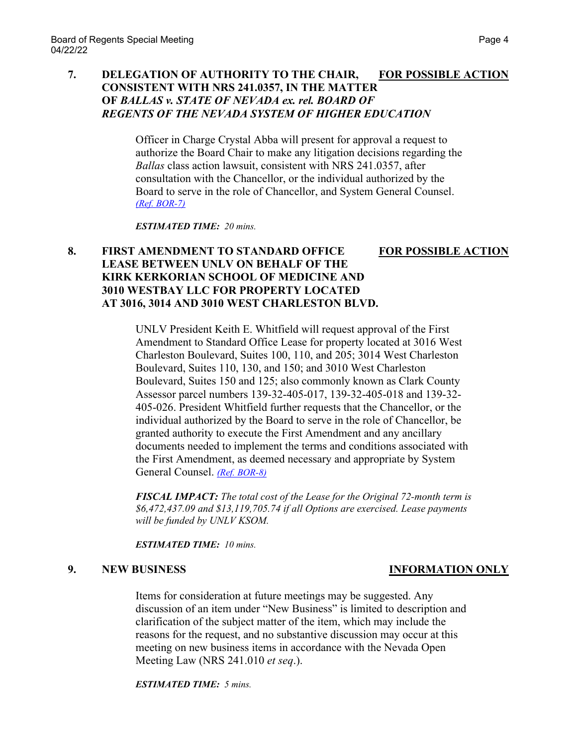## 7. DELEGATION OF AUTHORITY TO THE CHAIR, CONSISTENT WITH NRS 241.0357, IN THE MATTER OF *BALLAS v. STATE OF NEVADA ex. rel. BOARD OF REGENTS OF THE NEVADA SYSTEM OF HIGHER EDUCATION* — FOR POSSIBLE ACTION

Officer in Charge Crystal Abba will present for approval a request to authorize the Board Chair to make any litigation decisions regarding the *Ballas* class action lawsuit, consistent with NRS 241.0357, after consultation with the Chancellor, or the individual authorized by the Board to serve in the role of Chancellor, and System General Counsel. *(Ref. BOR-7)*

***ESTIMATED TIME:*** *20 mins.*

## 8. FIRST AMENDMENT TO STANDARD OFFICE LEASE BETWEEN UNLV ON BEHALF OF THE KIRK KERKORIAN SCHOOL OF MEDICINE AND 3010 WESTBAY LLC FOR PROPERTY LOCATED AT 3016, 3014 AND 3010 WEST CHARLESTON BLVD. — FOR POSSIBLE ACTION

UNLV President Keith E. Whitfield will request approval of the First Amendment to Standard Office Lease for property located at 3016 West Charleston Boulevard, Suites 100, 110, and 205; 3014 West Charleston Boulevard, Suites 110, 130, and 150; and 3010 West Charleston Boulevard, Suites 150 and 125; also commonly known as Clark County Assessor parcel numbers 139-32-405-017, 139-32-405-018 and 139-32-405-026. President Whitfield further requests that the Chancellor, or the individual authorized by the Board to serve in the role of Chancellor, be granted authority to execute the First Amendment and any ancillary documents needed to implement the terms and conditions associated with the First Amendment, as deemed necessary and appropriate by System General Counsel. *(Ref. BOR-8)*

***FISCAL IMPACT:*** *The total cost of the Lease for the Original 72-month term is $6,472,437.09 and $13,119,705.74 if all Options are exercised. Lease payments will be funded by UNLV KSOM.*

***ESTIMATED TIME:*** *10 mins.*

## 9. NEW BUSINESS — INFORMATION ONLY

Items for consideration at future meetings may be suggested. Any discussion of an item under "New Business" is limited to description and clarification of the subject matter of the item, which may include the reasons for the request, and no substantive discussion may occur at this meeting on new business items in accordance with the Nevada Open Meeting Law (NRS 241.010 *et seq*.).

***ESTIMATED TIME:*** *5 mins.*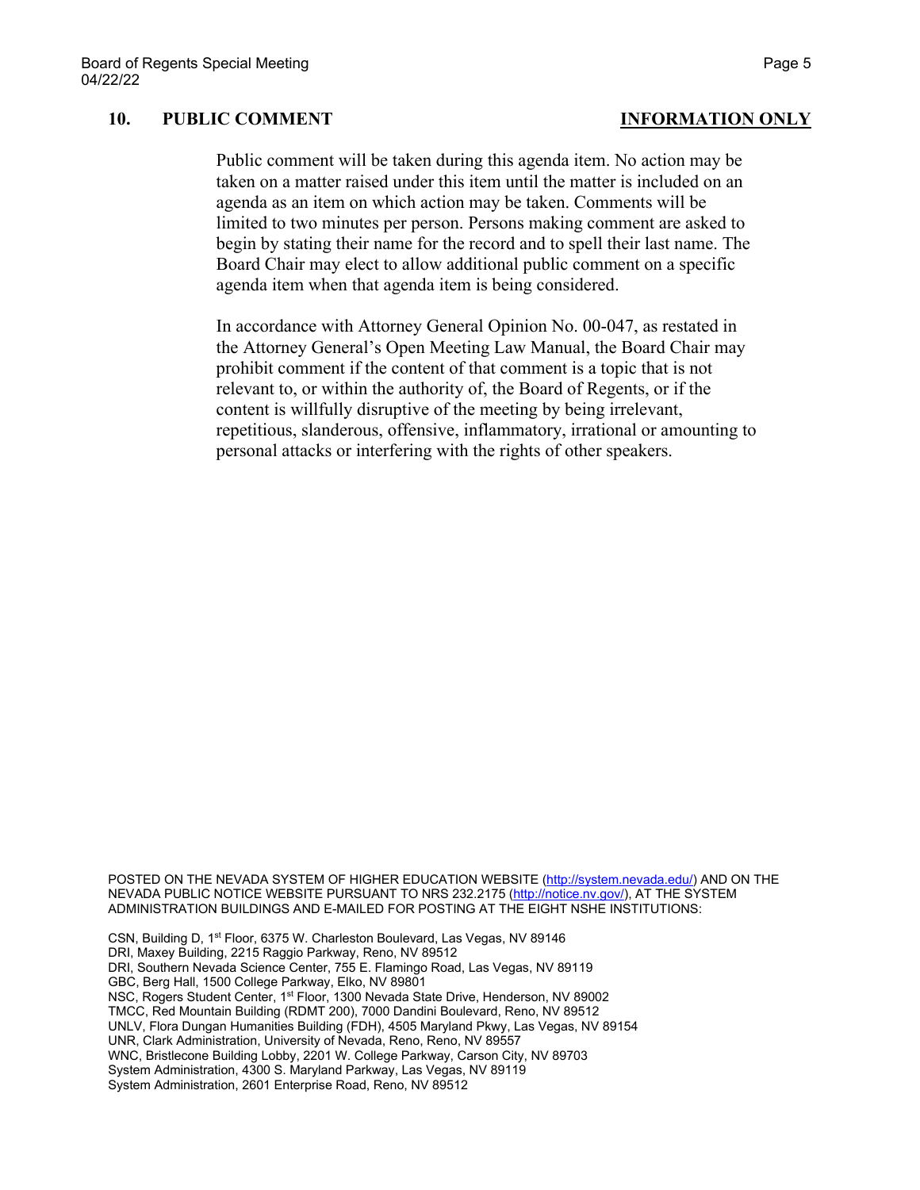**10. PUBLIC COMMENT** **INFORMATION ONLY**

Public comment will be taken during this agenda item. No action may be taken on a matter raised under this item until the matter is included on an agenda as an item on which action may be taken. Comments will be limited to two minutes per person. Persons making comment are asked to begin by stating their name for the record and to spell their last name. The Board Chair may elect to allow additional public comment on a specific agenda item when that agenda item is being considered.

In accordance with Attorney General Opinion No. 00-047, as restated in the Attorney General's Open Meeting Law Manual, the Board Chair may prohibit comment if the content of that comment is a topic that is not relevant to, or within the authority of, the Board of Regents, or if the content is willfully disruptive of the meeting by being irrelevant, repetitious, slanderous, offensive, inflammatory, irrational or amounting to personal attacks or interfering with the rights of other speakers.

POSTED ON THE NEVADA SYSTEM OF HIGHER EDUCATION WEBSITE (http://system.nevada.edu/) AND ON THE NEVADA PUBLIC NOTICE WEBSITE PURSUANT TO NRS 232.2175 (http://notice.nv.gov/), AT THE SYSTEM ADMINISTRATION BUILDINGS AND E-MAILED FOR POSTING AT THE EIGHT NSHE INSTITUTIONS:

CSN, Building D, 1st Floor, 6375 W. Charleston Boulevard, Las Vegas, NV 89146
DRI, Maxey Building, 2215 Raggio Parkway, Reno, NV 89512
DRI, Southern Nevada Science Center, 755 E. Flamingo Road, Las Vegas, NV 89119
GBC, Berg Hall, 1500 College Parkway, Elko, NV 89801
NSC, Rogers Student Center, 1st Floor, 1300 Nevada State Drive, Henderson, NV 89002
TMCC, Red Mountain Building (RDMT 200), 7000 Dandini Boulevard, Reno, NV 89512
UNLV, Flora Dungan Humanities Building (FDH), 4505 Maryland Pkwy, Las Vegas, NV 89154
UNR, Clark Administration, University of Nevada, Reno, Reno, NV 89557
WNC, Bristlecone Building Lobby, 2201 W. College Parkway, Carson City, NV 89703
System Administration, 4300 S. Maryland Parkway, Las Vegas, NV 89119
System Administration, 2601 Enterprise Road, Reno, NV 89512